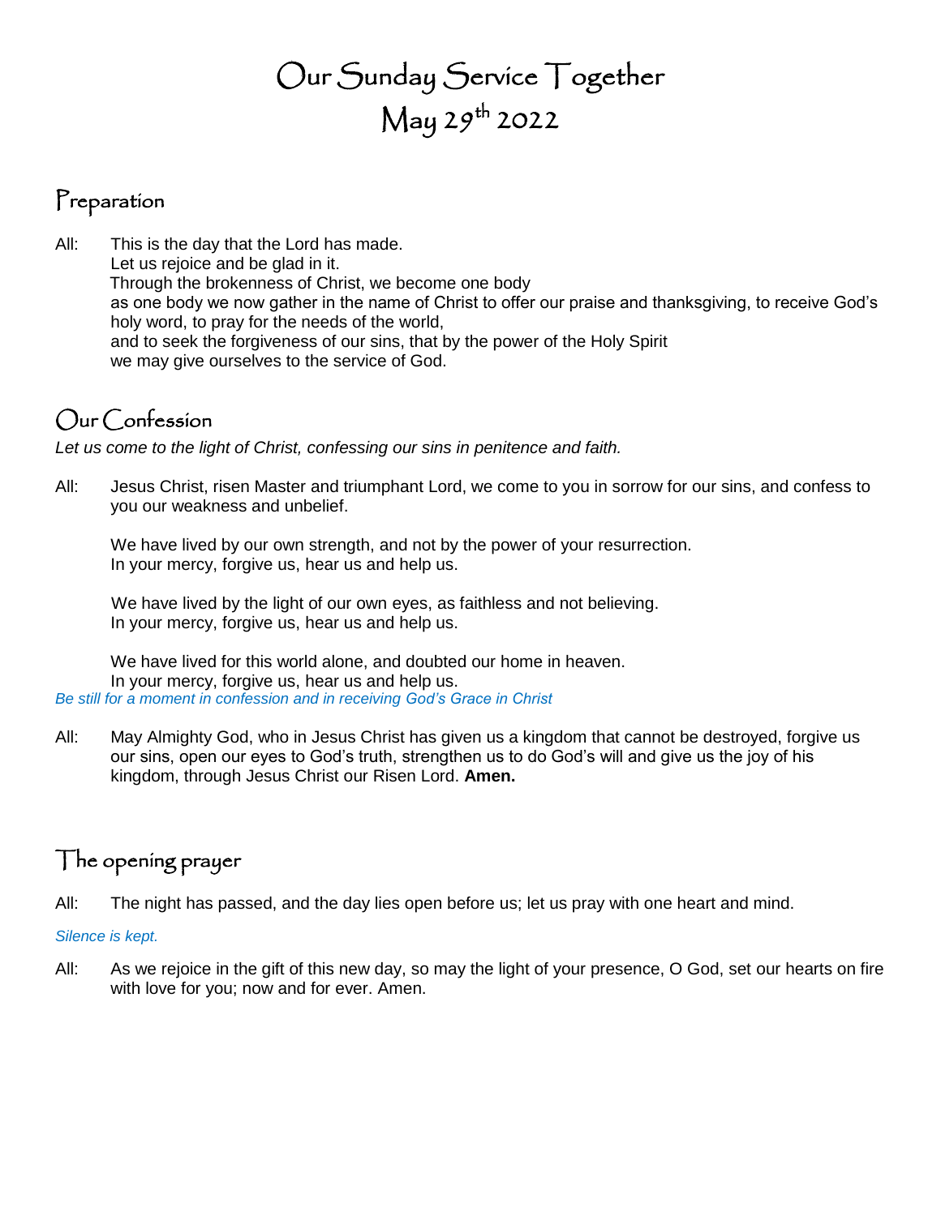# Our Sunday Service Together
# May 29th 2022

## Preparation

All: This is the day that the Lord has made.
Let us rejoice and be glad in it.
Through the brokenness of Christ, we become one body
as one body we now gather in the name of Christ to offer our praise and thanksgiving, to receive God's holy word, to pray for the needs of the world,
and to seek the forgiveness of our sins, that by the power of the Holy Spirit
we may give ourselves to the service of God.

## Our Confession

*Let us come to the light of Christ, confessing our sins in penitence and faith.*

All: Jesus Christ, risen Master and triumphant Lord, we come to you in sorrow for our sins, and confess to you our weakness and unbelief.

We have lived by our own strength, and not by the power of your resurrection.
In your mercy, forgive us, hear us and help us.

We have lived by the light of our own eyes, as faithless and not believing.
In your mercy, forgive us, hear us and help us.

We have lived for this world alone, and doubted our home in heaven.
In your mercy, forgive us, hear us and help us.

*Be still for a moment in confession and in receiving God's Grace in Christ*

All: May Almighty God, who in Jesus Christ has given us a kingdom that cannot be destroyed, forgive us our sins, open our eyes to God's truth, strengthen us to do God's will and give us the joy of his kingdom, through Jesus Christ our Risen Lord. **Amen.**

## The opening prayer

All: The night has passed, and the day lies open before us; let us pray with one heart and mind.

*Silence is kept.*

All: As we rejoice in the gift of this new day, so may the light of your presence, O God, set our hearts on fire with love for you; now and for ever. Amen.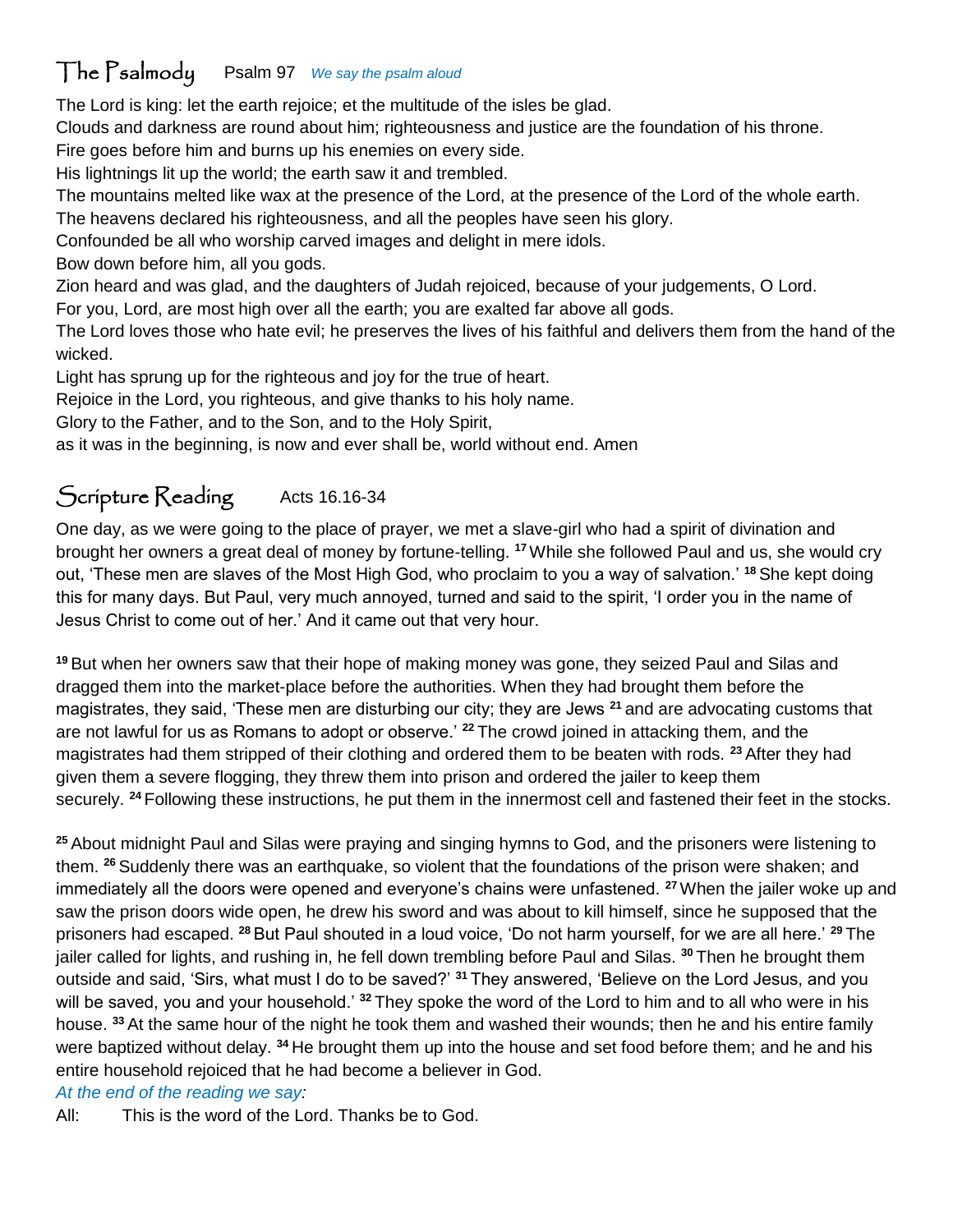## The Psalmody Psalm 97 *We say the psalm aloud*

The Lord is king: let the earth rejoice; et the multitude of the isles be glad.
Clouds and darkness are round about him; righteousness and justice are the foundation of his throne.
Fire goes before him and burns up his enemies on every side.
His lightnings lit up the world; the earth saw it and trembled.
The mountains melted like wax at the presence of the Lord, at the presence of the Lord of the whole earth.
The heavens declared his righteousness, and all the peoples have seen his glory.
Confounded be all who worship carved images and delight in mere idols.
Bow down before him, all you gods.
Zion heard and was glad, and the daughters of Judah rejoiced, because of your judgements, O Lord.
For you, Lord, are most high over all the earth; you are exalted far above all gods.
The Lord loves those who hate evil; he preserves the lives of his faithful and delivers them from the hand of the wicked.
Light has sprung up for the righteous and joy for the true of heart.
Rejoice in the Lord, you righteous, and give thanks to his holy name.
Glory to the Father, and to the Son, and to the Holy Spirit,
as it was in the beginning, is now and ever shall be, world without end. Amen

## Scripture Reading Acts 16.16-34

One day, as we were going to the place of prayer, we met a slave-girl who had a spirit of divination and brought her owners a great deal of money by fortune-telling. [17] While she followed Paul and us, she would cry out, 'These men are slaves of the Most High God, who proclaim to you a way of salvation.' [18] She kept doing this for many days. But Paul, very much annoyed, turned and said to the spirit, 'I order you in the name of Jesus Christ to come out of her.' And it came out that very hour.

[19] But when her owners saw that their hope of making money was gone, they seized Paul and Silas and dragged them into the market-place before the authorities. When they had brought them before the magistrates, they said, 'These men are disturbing our city; they are Jews [21] and are advocating customs that are not lawful for us as Romans to adopt or observe.' [22] The crowd joined in attacking them, and the magistrates had them stripped of their clothing and ordered them to be beaten with rods. [23] After they had given them a severe flogging, they threw them into prison and ordered the jailer to keep them securely. [24] Following these instructions, he put them in the innermost cell and fastened their feet in the stocks.

[25] About midnight Paul and Silas were praying and singing hymns to God, and the prisoners were listening to them. [26] Suddenly there was an earthquake, so violent that the foundations of the prison were shaken; and immediately all the doors were opened and everyone's chains were unfastened. [27] When the jailer woke up and saw the prison doors wide open, he drew his sword and was about to kill himself, since he supposed that the prisoners had escaped. [28] But Paul shouted in a loud voice, 'Do not harm yourself, for we are all here.' [29] The jailer called for lights, and rushing in, he fell down trembling before Paul and Silas. [30] Then he brought them outside and said, 'Sirs, what must I do to be saved?' [31] They answered, 'Believe on the Lord Jesus, and you will be saved, you and your household.' [32] They spoke the word of the Lord to him and to all who were in his house. [33] At the same hour of the night he took them and washed their wounds; then he and his entire family were baptized without delay. [34] He brought them up into the house and set food before them; and he and his entire household rejoiced that he had become a believer in God.

*At the end of the reading we say:*

All: This is the word of the Lord. Thanks be to God.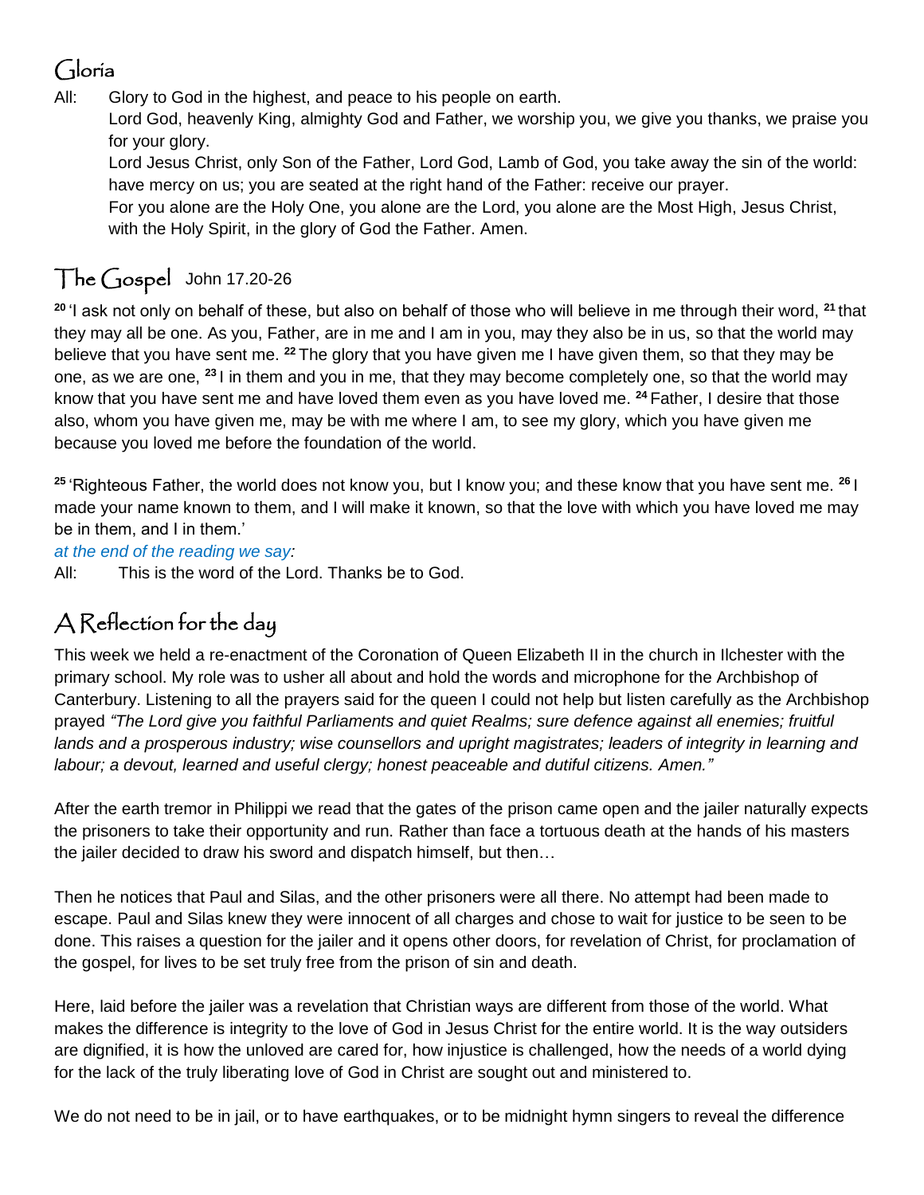## Gloria

All: Glory to God in the highest, and peace to his people on earth.
Lord God, heavenly King, almighty God and Father, we worship you, we give you thanks, we praise you for your glory.
Lord Jesus Christ, only Son of the Father, Lord God, Lamb of God, you take away the sin of the world: have mercy on us; you are seated at the right hand of the Father: receive our prayer.
For you alone are the Holy One, you alone are the Lord, you alone are the Most High, Jesus Christ, with the Holy Spirit, in the glory of God the Father. Amen.

## The Gospel John 17.20-26

[20] 'I ask not only on behalf of these, but also on behalf of those who will believe in me through their word, [21] that they may all be one. As you, Father, are in me and I am in you, may they also be in us, so that the world may believe that you have sent me. [22] The glory that you have given me I have given them, so that they may be one, as we are one, [23] I in them and you in me, that they may become completely one, so that the world may know that you have sent me and have loved them even as you have loved me. [24] Father, I desire that those also, whom you have given me, may be with me where I am, to see my glory, which you have given me because you loved me before the foundation of the world.

[25] 'Righteous Father, the world does not know you, but I know you; and these know that you have sent me. [26] I made your name known to them, and I will make it known, so that the love with which you have loved me may be in them, and I in them.'

*at the end of the reading we say:*

All: This is the word of the Lord. Thanks be to God.

## A Reflection for the day

This week we held a re-enactment of the Coronation of Queen Elizabeth II in the church in Ilchester with the primary school. My role was to usher all about and hold the words and microphone for the Archbishop of Canterbury. Listening to all the prayers said for the queen I could not help but listen carefully as the Archbishop prayed *"The Lord give you faithful Parliaments and quiet Realms; sure defence against all enemies; fruitful lands and a prosperous industry; wise counsellors and upright magistrates; leaders of integrity in learning and labour; a devout, learned and useful clergy; honest peaceable and dutiful citizens. Amen."*

After the earth tremor in Philippi we read that the gates of the prison came open and the jailer naturally expects the prisoners to take their opportunity and run. Rather than face a tortuous death at the hands of his masters the jailer decided to draw his sword and dispatch himself, but then…

Then he notices that Paul and Silas, and the other prisoners were all there. No attempt had been made to escape. Paul and Silas knew they were innocent of all charges and chose to wait for justice to be seen to be done. This raises a question for the jailer and it opens other doors, for revelation of Christ, for proclamation of the gospel, for lives to be set truly free from the prison of sin and death.

Here, laid before the jailer was a revelation that Christian ways are different from those of the world. What makes the difference is integrity to the love of God in Jesus Christ for the entire world. It is the way outsiders are dignified, it is how the unloved are cared for, how injustice is challenged, how the needs of a world dying for the lack of the truly liberating love of God in Christ are sought out and ministered to.

We do not need to be in jail, or to have earthquakes, or to be midnight hymn singers to reveal the difference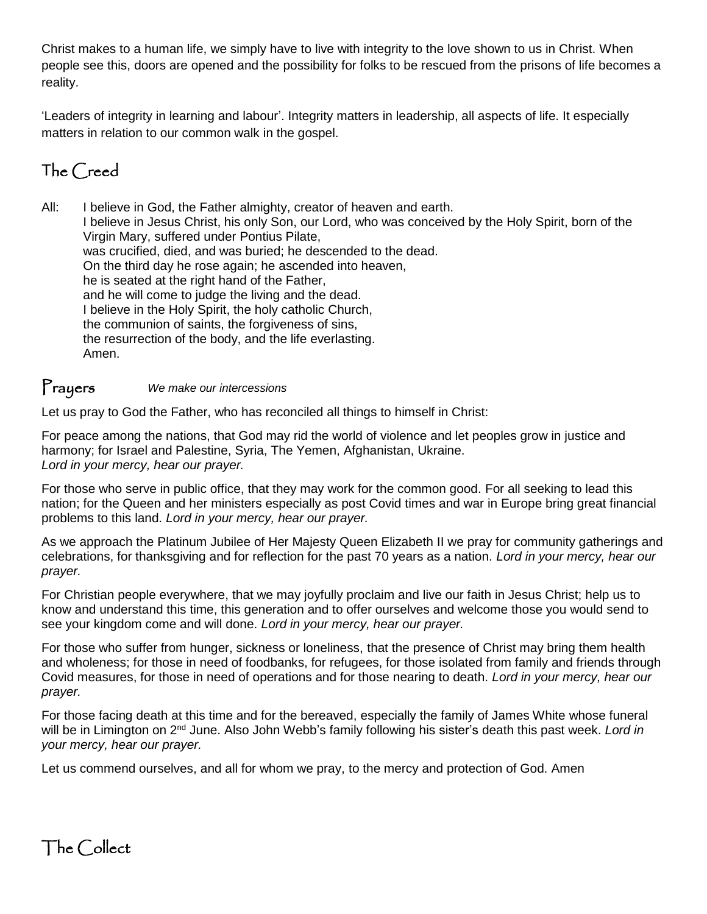Christ makes to a human life, we simply have to live with integrity to the love shown to us in Christ. When people see this, doors are opened and the possibility for folks to be rescued from the prisons of life becomes a reality.

'Leaders of integrity in learning and labour'. Integrity matters in leadership, all aspects of life. It especially matters in relation to our common walk in the gospel.

## The Creed

All: I believe in God, the Father almighty, creator of heaven and earth.
I believe in Jesus Christ, his only Son, our Lord, who was conceived by the Holy Spirit, born of the Virgin Mary, suffered under Pontius Pilate,
was crucified, died, and was buried; he descended to the dead.
On the third day he rose again; he ascended into heaven,
he is seated at the right hand of the Father,
and he will come to judge the living and the dead.
I believe in the Holy Spirit, the holy catholic Church,
the communion of saints, the forgiveness of sins,
the resurrection of the body, and the life everlasting.
Amen.

## Prayers *We make our intercessions*

Let us pray to God the Father, who has reconciled all things to himself in Christ:

For peace among the nations, that God may rid the world of violence and let peoples grow in justice and harmony; for Israel and Palestine, Syria, The Yemen, Afghanistan, Ukraine.
*Lord in your mercy, hear our prayer.*

For those who serve in public office, that they may work for the common good. For all seeking to lead this nation; for the Queen and her ministers especially as post Covid times and war in Europe bring great financial problems to this land. *Lord in your mercy, hear our prayer.*

As we approach the Platinum Jubilee of Her Majesty Queen Elizabeth II we pray for community gatherings and celebrations, for thanksgiving and for reflection for the past 70 years as a nation. *Lord in your mercy, hear our prayer.*

For Christian people everywhere, that we may joyfully proclaim and live our faith in Jesus Christ; help us to know and understand this time, this generation and to offer ourselves and welcome those you would send to see your kingdom come and will done. *Lord in your mercy, hear our prayer.*

For those who suffer from hunger, sickness or loneliness, that the presence of Christ may bring them health and wholeness; for those in need of foodbanks, for refugees, for those isolated from family and friends through Covid measures, for those in need of operations and for those nearing to death. *Lord in your mercy, hear our prayer.*

For those facing death at this time and for the bereaved, especially the family of James White whose funeral will be in Limington on 2nd June. Also John Webb's family following his sister's death this past week. *Lord in your mercy, hear our prayer.*

Let us commend ourselves, and all for whom we pray, to the mercy and protection of God. Amen

## The Collect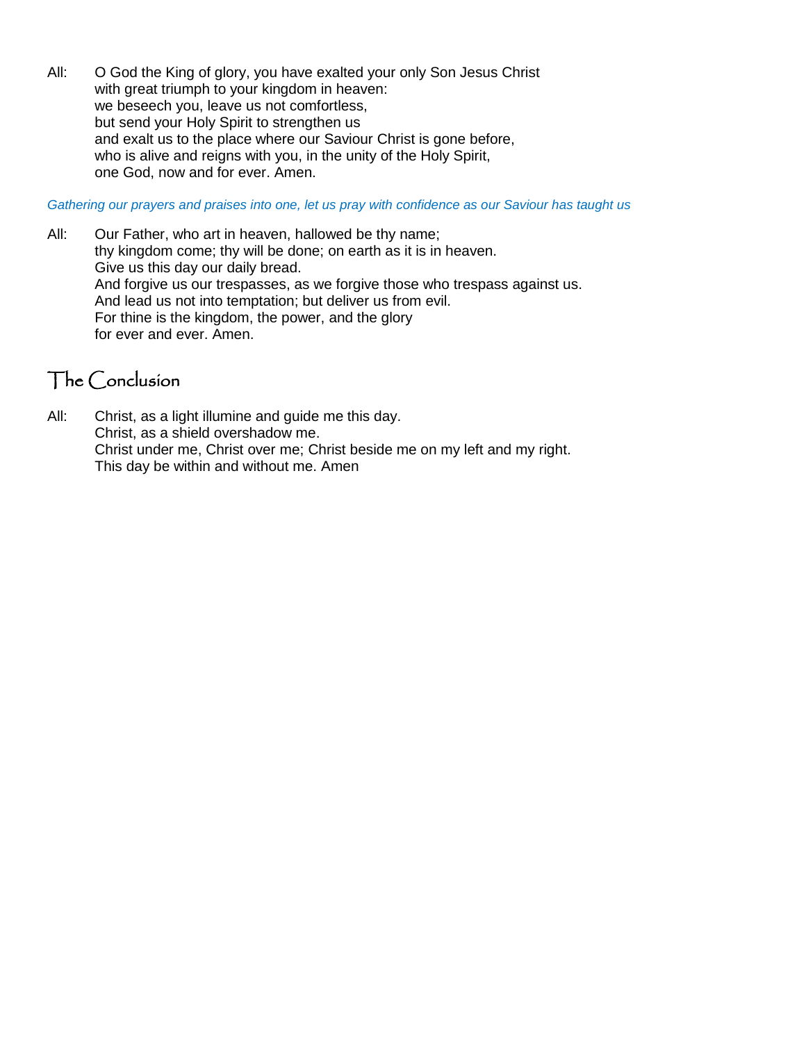All: O God the King of glory, you have exalted your only Son Jesus Christ
with great triumph to your kingdom in heaven:
we beseech you, leave us not comfortless,
but send your Holy Spirit to strengthen us
and exalt us to the place where our Saviour Christ is gone before,
who is alive and reigns with you, in the unity of the Holy Spirit,
one God, now and for ever. Amen.

*Gathering our prayers and praises into one, let us pray with confidence as our Saviour has taught us*

All: Our Father, who art in heaven, hallowed be thy name;
thy kingdom come; thy will be done; on earth as it is in heaven.
Give us this day our daily bread.
And forgive us our trespasses, as we forgive those who trespass against us.
And lead us not into temptation; but deliver us from evil.
For thine is the kingdom, the power, and the glory
for ever and ever. Amen.

## The Conclusion

All: Christ, as a light illumine and guide me this day.
Christ, as a shield overshadow me.
Christ under me, Christ over me; Christ beside me on my left and my right.
This day be within and without me. Amen